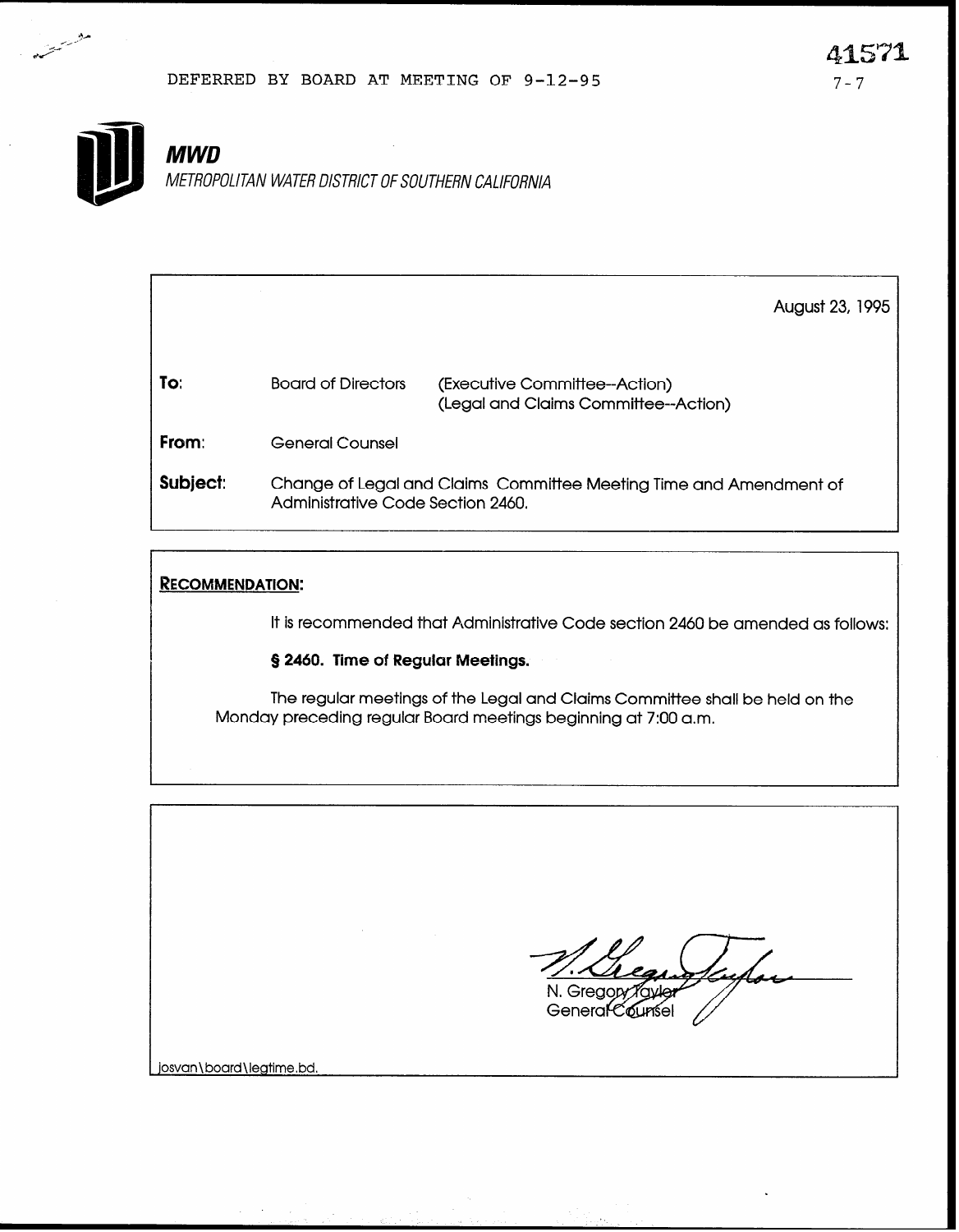DEFERRED BY BOARD AT MEETING OF 9-12-95

41571
7-7

***MWD***
*METROPOLITAN WATER DISTRICT OF SOUTHERN CALIFORNIA*

August 23, 1995

**To:** Board of Directors (Executive Committee--Action) (Legal and Claims Committee--Action)

**From:** General Counsel

**Subject:** Change of Legal and Claims Committee Meeting Time and Amendment of Administrative Code Section 2460.

**RECOMMENDATION:**

It is recommended that Administrative Code section 2460 be amended as follows:

**§ 2460. Time of Regular Meetings.**

The regular meetings of the Legal and Claims Committee shall be held on the Monday preceding regular Board meetings beginning at 7:00 a.m.

N. Gregory Taylor
General Counsel

josvan\board\legtime.bd.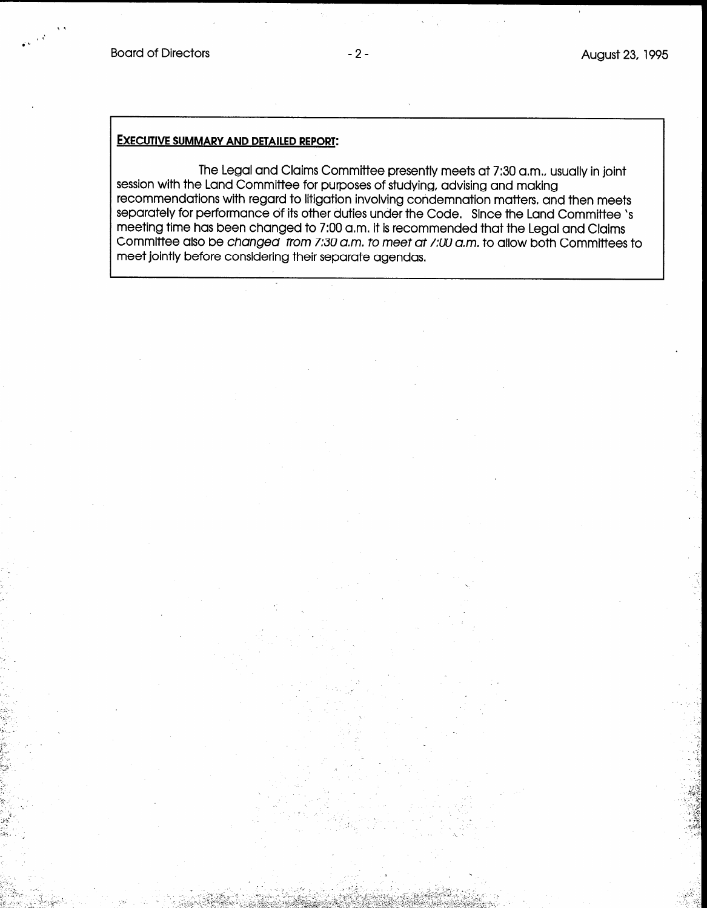**EXECUTIVE SUMMARY AND DETAILED REPORT:**

The Legal and Claims Committee presently meets at 7:30 a.m., usually in joint session with the Land Committee for purposes of studying, advising and making recommendations with regard to litigation involving condemnation matters, and then meets separately for performance of its other duties under the Code. Since the Land Committee 's meeting time has been changed to 7:00 a.m. it is recommended that the Legal and Claims Committee also be *changed from 7:30 a.m. to meet at 7:00 a.m.* to allow both Committees to meet jointly before considering their separate agendas.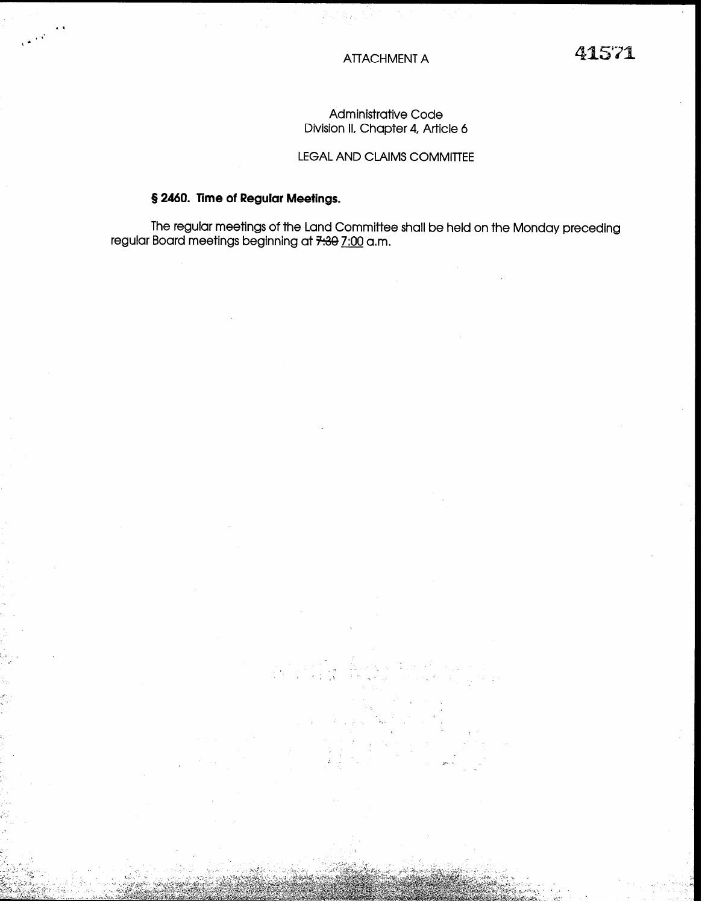ATTACHMENT A

41571

Administrative Code
Division II, Chapter 4, Article 6

LEGAL AND CLAIMS COMMITTEE

**§ 2460. Time of Regular Meetings.**

The regular meetings of the Land Committee shall be held on the Monday preceding regular Board meetings beginning at ~~7:30~~ 7:00 a.m.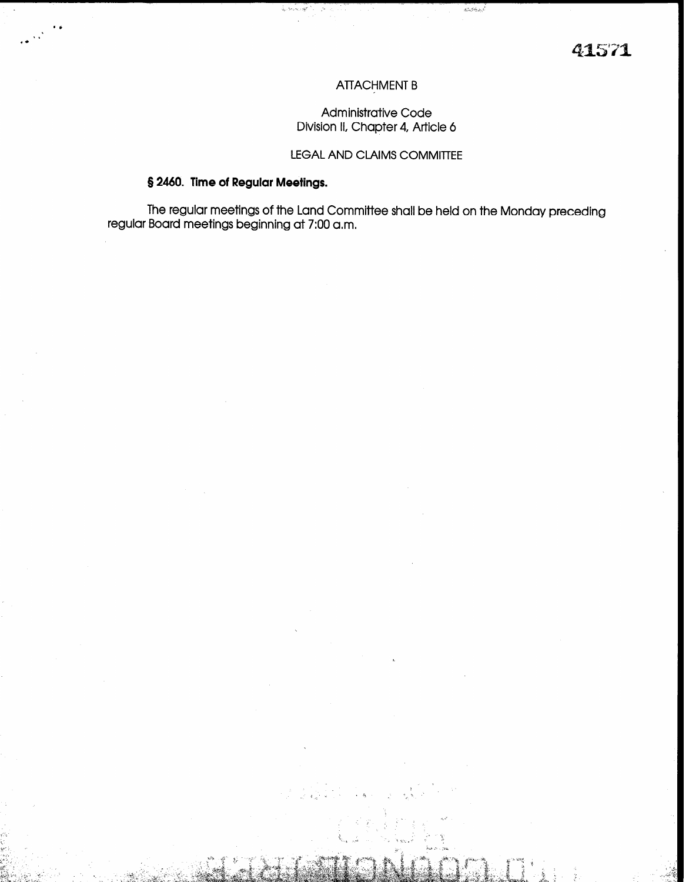41571

ATTACHMENT B

Administrative Code
Division II, Chapter 4, Article 6

LEGAL AND CLAIMS COMMITTEE

**§ 2460. Time of Regular Meetings.**

The regular meetings of the Land Committee shall be held on the Monday preceding regular Board meetings beginning at 7:00 a.m.